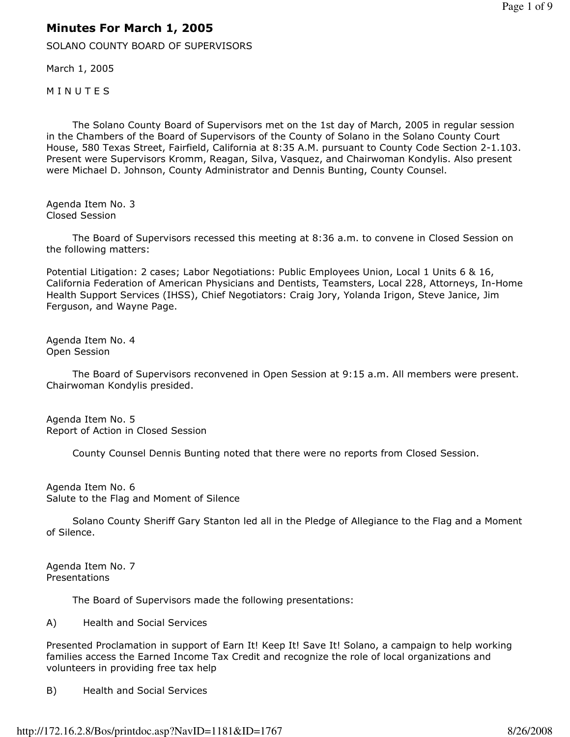# Minutes For March 1, 2005

SOLANO COUNTY BOARD OF SUPERVISORS

March 1, 2005

M I N U T E S

The Solano County Board of Supervisors met on the 1st day of March, 2005 in regular session in the Chambers of the Board of Supervisors of the County of Solano in the Solano County Court House, 580 Texas Street, Fairfield, California at 8:35 A.M. pursuant to County Code Section 2-1.103. Present were Supervisors Kromm, Reagan, Silva, Vasquez, and Chairwoman Kondylis. Also present were Michael D. Johnson, County Administrator and Dennis Bunting, County Counsel.

Agenda Item No. 3
Closed Session

The Board of Supervisors recessed this meeting at 8:36 a.m. to convene in Closed Session on the following matters:

Potential Litigation: 2 cases; Labor Negotiations: Public Employees Union, Local 1 Units 6 & 16, California Federation of American Physicians and Dentists, Teamsters, Local 228, Attorneys, In-Home Health Support Services (IHSS), Chief Negotiators: Craig Jory, Yolanda Irigon, Steve Janice, Jim Ferguson, and Wayne Page.

Agenda Item No. 4
Open Session

The Board of Supervisors reconvened in Open Session at 9:15 a.m. All members were present. Chairwoman Kondylis presided.

Agenda Item No. 5
Report of Action in Closed Session

County Counsel Dennis Bunting noted that there were no reports from Closed Session.

Agenda Item No. 6
Salute to the Flag and Moment of Silence

Solano County Sheriff Gary Stanton led all in the Pledge of Allegiance to the Flag and a Moment of Silence.

Agenda Item No. 7
Presentations

The Board of Supervisors made the following presentations:

A) Health and Social Services

Presented Proclamation in support of Earn It! Keep It! Save It! Solano, a campaign to help working families access the Earned Income Tax Credit and recognize the role of local organizations and volunteers in providing free tax help

B) Health and Social Services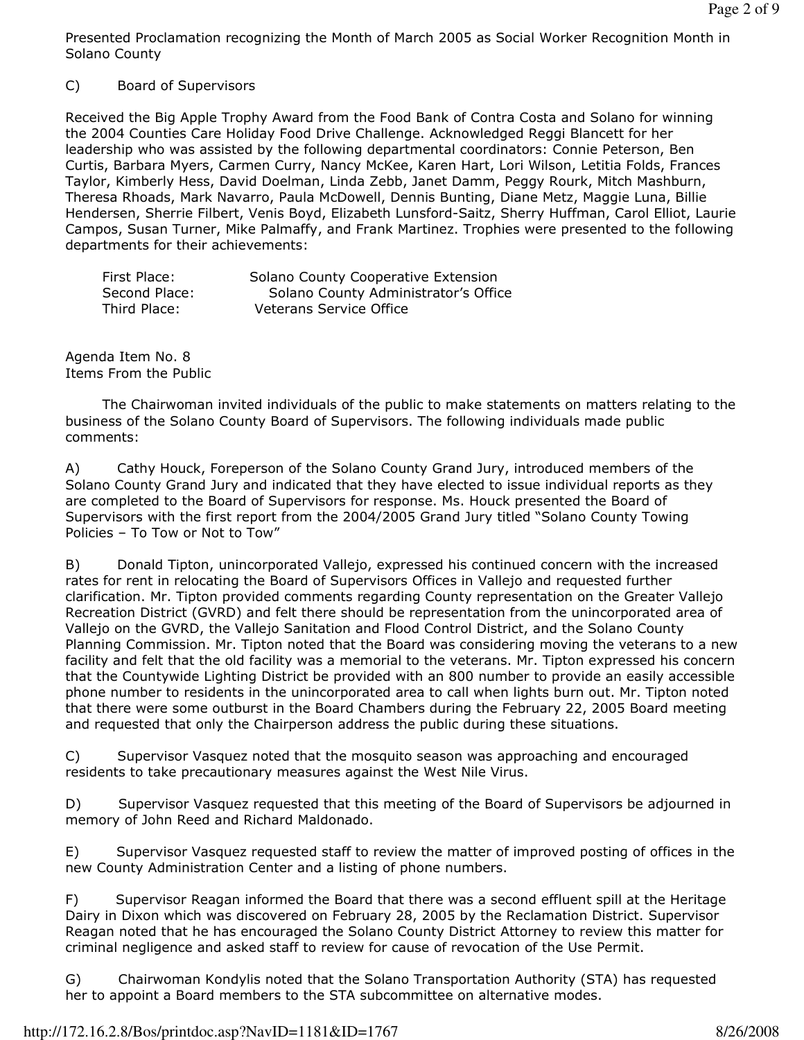Presented Proclamation recognizing the Month of March 2005 as Social Worker Recognition Month in Solano County

C) Board of Supervisors

Received the Big Apple Trophy Award from the Food Bank of Contra Costa and Solano for winning the 2004 Counties Care Holiday Food Drive Challenge. Acknowledged Reggi Blancett for her leadership who was assisted by the following departmental coordinators: Connie Peterson, Ben Curtis, Barbara Myers, Carmen Curry, Nancy McKee, Karen Hart, Lori Wilson, Letitia Folds, Frances Taylor, Kimberly Hess, David Doelman, Linda Zebb, Janet Damm, Peggy Rourk, Mitch Mashburn, Theresa Rhoads, Mark Navarro, Paula McDowell, Dennis Bunting, Diane Metz, Maggie Luna, Billie Hendersen, Sherrie Filbert, Venis Boyd, Elizabeth Lunsford-Saitz, Sherry Huffman, Carol Elliot, Laurie Campos, Susan Turner, Mike Palmaffy, and Frank Martinez. Trophies were presented to the following departments for their achievements:

| | |
|---|---|
| First Place: | Solano County Cooperative Extension |
| Second Place: | Solano County Administrator's Office |
| Third Place: | Veterans Service Office |

Agenda Item No. 8
Items From the Public

The Chairwoman invited individuals of the public to make statements on matters relating to the business of the Solano County Board of Supervisors. The following individuals made public comments:

A) Cathy Houck, Foreperson of the Solano County Grand Jury, introduced members of the Solano County Grand Jury and indicated that they have elected to issue individual reports as they are completed to the Board of Supervisors for response. Ms. Houck presented the Board of Supervisors with the first report from the 2004/2005 Grand Jury titled "Solano County Towing Policies – To Tow or Not to Tow"

B) Donald Tipton, unincorporated Vallejo, expressed his continued concern with the increased rates for rent in relocating the Board of Supervisors Offices in Vallejo and requested further clarification. Mr. Tipton provided comments regarding County representation on the Greater Vallejo Recreation District (GVRD) and felt there should be representation from the unincorporated area of Vallejo on the GVRD, the Vallejo Sanitation and Flood Control District, and the Solano County Planning Commission. Mr. Tipton noted that the Board was considering moving the veterans to a new facility and felt that the old facility was a memorial to the veterans. Mr. Tipton expressed his concern that the Countywide Lighting District be provided with an 800 number to provide an easily accessible phone number to residents in the unincorporated area to call when lights burn out. Mr. Tipton noted that there were some outburst in the Board Chambers during the February 22, 2005 Board meeting and requested that only the Chairperson address the public during these situations.

C) Supervisor Vasquez noted that the mosquito season was approaching and encouraged residents to take precautionary measures against the West Nile Virus.

D) Supervisor Vasquez requested that this meeting of the Board of Supervisors be adjourned in memory of John Reed and Richard Maldonado.

E) Supervisor Vasquez requested staff to review the matter of improved posting of offices in the new County Administration Center and a listing of phone numbers.

F) Supervisor Reagan informed the Board that there was a second effluent spill at the Heritage Dairy in Dixon which was discovered on February 28, 2005 by the Reclamation District. Supervisor Reagan noted that he has encouraged the Solano County District Attorney to review this matter for criminal negligence and asked staff to review for cause of revocation of the Use Permit.

G) Chairwoman Kondylis noted that the Solano Transportation Authority (STA) has requested her to appoint a Board members to the STA subcommittee on alternative modes.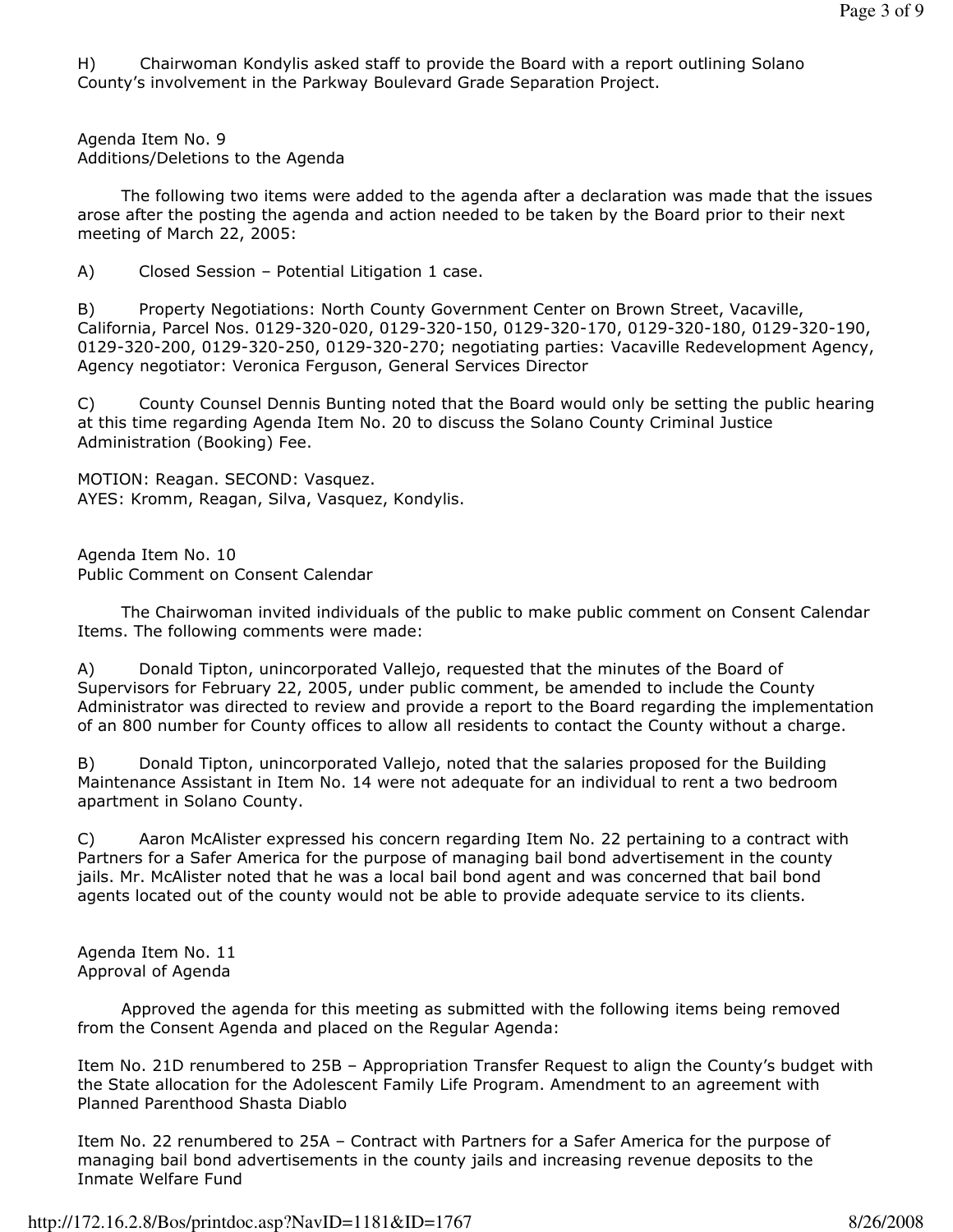H) Chairwoman Kondylis asked staff to provide the Board with a report outlining Solano County's involvement in the Parkway Boulevard Grade Separation Project.

Agenda Item No. 9
Additions/Deletions to the Agenda

The following two items were added to the agenda after a declaration was made that the issues arose after the posting the agenda and action needed to be taken by the Board prior to their next meeting of March 22, 2005:

A) Closed Session – Potential Litigation 1 case.

B) Property Negotiations: North County Government Center on Brown Street, Vacaville, California, Parcel Nos. 0129-320-020, 0129-320-150, 0129-320-170, 0129-320-180, 0129-320-190, 0129-320-200, 0129-320-250, 0129-320-270; negotiating parties: Vacaville Redevelopment Agency, Agency negotiator: Veronica Ferguson, General Services Director

C) County Counsel Dennis Bunting noted that the Board would only be setting the public hearing at this time regarding Agenda Item No. 20 to discuss the Solano County Criminal Justice Administration (Booking) Fee.

MOTION: Reagan. SECOND: Vasquez.
AYES: Kromm, Reagan, Silva, Vasquez, Kondylis.

Agenda Item No. 10
Public Comment on Consent Calendar

The Chairwoman invited individuals of the public to make public comment on Consent Calendar Items. The following comments were made:

A) Donald Tipton, unincorporated Vallejo, requested that the minutes of the Board of Supervisors for February 22, 2005, under public comment, be amended to include the County Administrator was directed to review and provide a report to the Board regarding the implementation of an 800 number for County offices to allow all residents to contact the County without a charge.

B) Donald Tipton, unincorporated Vallejo, noted that the salaries proposed for the Building Maintenance Assistant in Item No. 14 were not adequate for an individual to rent a two bedroom apartment in Solano County.

C) Aaron McAlister expressed his concern regarding Item No. 22 pertaining to a contract with Partners for a Safer America for the purpose of managing bail bond advertisement in the county jails. Mr. McAlister noted that he was a local bail bond agent and was concerned that bail bond agents located out of the county would not be able to provide adequate service to its clients.

Agenda Item No. 11
Approval of Agenda

Approved the agenda for this meeting as submitted with the following items being removed from the Consent Agenda and placed on the Regular Agenda:

Item No. 21D renumbered to 25B – Appropriation Transfer Request to align the County's budget with the State allocation for the Adolescent Family Life Program. Amendment to an agreement with Planned Parenthood Shasta Diablo

Item No. 22 renumbered to 25A – Contract with Partners for a Safer America for the purpose of managing bail bond advertisements in the county jails and increasing revenue deposits to the Inmate Welfare Fund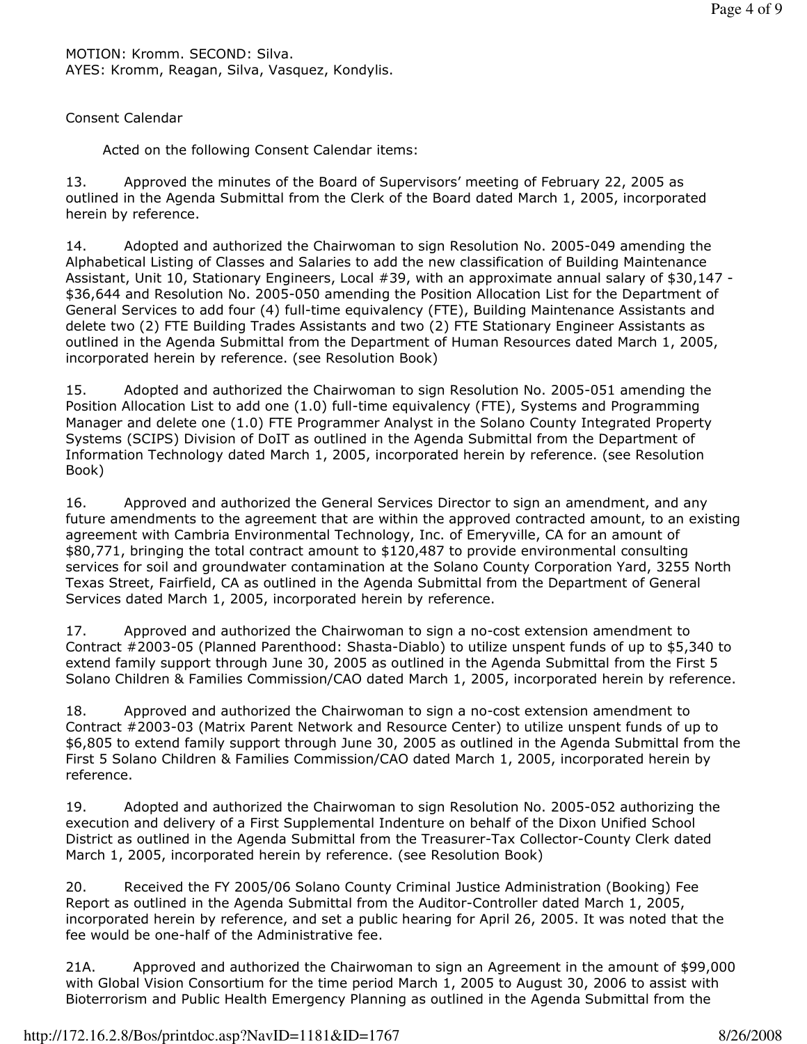MOTION: Kromm. SECOND: Silva.
AYES: Kromm, Reagan, Silva, Vasquez, Kondylis.

Consent Calendar

Acted on the following Consent Calendar items:

13. Approved the minutes of the Board of Supervisors' meeting of February 22, 2005 as outlined in the Agenda Submittal from the Clerk of the Board dated March 1, 2005, incorporated herein by reference.

14. Adopted and authorized the Chairwoman to sign Resolution No. 2005-049 amending the Alphabetical Listing of Classes and Salaries to add the new classification of Building Maintenance Assistant, Unit 10, Stationary Engineers, Local #39, with an approximate annual salary of $30,147 - $36,644 and Resolution No. 2005-050 amending the Position Allocation List for the Department of General Services to add four (4) full-time equivalency (FTE), Building Maintenance Assistants and delete two (2) FTE Building Trades Assistants and two (2) FTE Stationary Engineer Assistants as outlined in the Agenda Submittal from the Department of Human Resources dated March 1, 2005, incorporated herein by reference. (see Resolution Book)

15. Adopted and authorized the Chairwoman to sign Resolution No. 2005-051 amending the Position Allocation List to add one (1.0) full-time equivalency (FTE), Systems and Programming Manager and delete one (1.0) FTE Programmer Analyst in the Solano County Integrated Property Systems (SCIPS) Division of DoIT as outlined in the Agenda Submittal from the Department of Information Technology dated March 1, 2005, incorporated herein by reference. (see Resolution Book)

16. Approved and authorized the General Services Director to sign an amendment, and any future amendments to the agreement that are within the approved contracted amount, to an existing agreement with Cambria Environmental Technology, Inc. of Emeryville, CA for an amount of $80,771, bringing the total contract amount to $120,487 to provide environmental consulting services for soil and groundwater contamination at the Solano County Corporation Yard, 3255 North Texas Street, Fairfield, CA as outlined in the Agenda Submittal from the Department of General Services dated March 1, 2005, incorporated herein by reference.

17. Approved and authorized the Chairwoman to sign a no-cost extension amendment to Contract #2003-05 (Planned Parenthood: Shasta-Diablo) to utilize unspent funds of up to $5,340 to extend family support through June 30, 2005 as outlined in the Agenda Submittal from the First 5 Solano Children & Families Commission/CAO dated March 1, 2005, incorporated herein by reference.

18. Approved and authorized the Chairwoman to sign a no-cost extension amendment to Contract #2003-03 (Matrix Parent Network and Resource Center) to utilize unspent funds of up to $6,805 to extend family support through June 30, 2005 as outlined in the Agenda Submittal from the First 5 Solano Children & Families Commission/CAO dated March 1, 2005, incorporated herein by reference.

19. Adopted and authorized the Chairwoman to sign Resolution No. 2005-052 authorizing the execution and delivery of a First Supplemental Indenture on behalf of the Dixon Unified School District as outlined in the Agenda Submittal from the Treasurer-Tax Collector-County Clerk dated March 1, 2005, incorporated herein by reference. (see Resolution Book)

20. Received the FY 2005/06 Solano County Criminal Justice Administration (Booking) Fee Report as outlined in the Agenda Submittal from the Auditor-Controller dated March 1, 2005, incorporated herein by reference, and set a public hearing for April 26, 2005. It was noted that the fee would be one-half of the Administrative fee.

21A. Approved and authorized the Chairwoman to sign an Agreement in the amount of $99,000 with Global Vision Consortium for the time period March 1, 2005 to August 30, 2006 to assist with Bioterrorism and Public Health Emergency Planning as outlined in the Agenda Submittal from the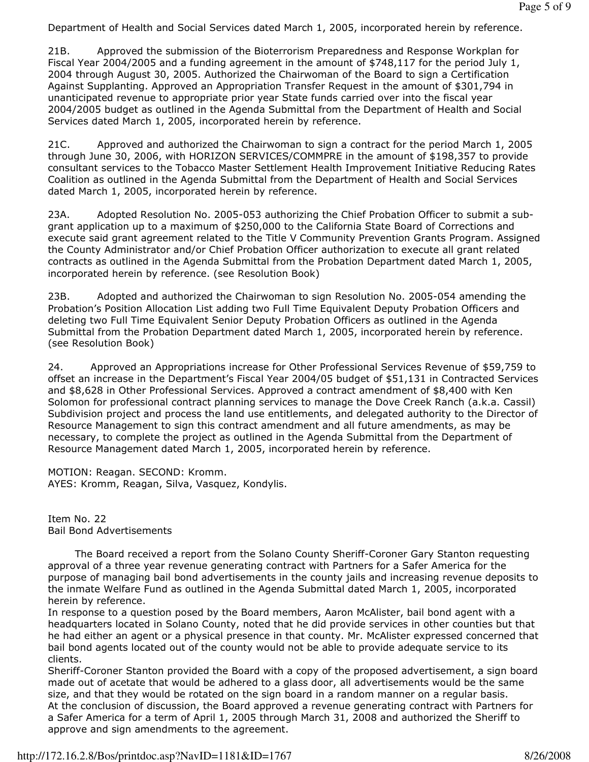Department of Health and Social Services dated March 1, 2005, incorporated herein by reference.

21B. Approved the submission of the Bioterrorism Preparedness and Response Workplan for Fiscal Year 2004/2005 and a funding agreement in the amount of $748,117 for the period July 1, 2004 through August 30, 2005. Authorized the Chairwoman of the Board to sign a Certification Against Supplanting. Approved an Appropriation Transfer Request in the amount of $301,794 in unanticipated revenue to appropriate prior year State funds carried over into the fiscal year 2004/2005 budget as outlined in the Agenda Submittal from the Department of Health and Social Services dated March 1, 2005, incorporated herein by reference.

21C. Approved and authorized the Chairwoman to sign a contract for the period March 1, 2005 through June 30, 2006, with HORIZON SERVICES/COMMPRE in the amount of $198,357 to provide consultant services to the Tobacco Master Settlement Health Improvement Initiative Reducing Rates Coalition as outlined in the Agenda Submittal from the Department of Health and Social Services dated March 1, 2005, incorporated herein by reference.

23A. Adopted Resolution No. 2005-053 authorizing the Chief Probation Officer to submit a sub-grant application up to a maximum of $250,000 to the California State Board of Corrections and execute said grant agreement related to the Title V Community Prevention Grants Program. Assigned the County Administrator and/or Chief Probation Officer authorization to execute all grant related contracts as outlined in the Agenda Submittal from the Probation Department dated March 1, 2005, incorporated herein by reference. (see Resolution Book)

23B. Adopted and authorized the Chairwoman to sign Resolution No. 2005-054 amending the Probation's Position Allocation List adding two Full Time Equivalent Deputy Probation Officers and deleting two Full Time Equivalent Senior Deputy Probation Officers as outlined in the Agenda Submittal from the Probation Department dated March 1, 2005, incorporated herein by reference. (see Resolution Book)

24. Approved an Appropriations increase for Other Professional Services Revenue of $59,759 to offset an increase in the Department's Fiscal Year 2004/05 budget of $51,131 in Contracted Services and $8,628 in Other Professional Services. Approved a contract amendment of $8,400 with Ken Solomon for professional contract planning services to manage the Dove Creek Ranch (a.k.a. Cassil) Subdivision project and process the land use entitlements, and delegated authority to the Director of Resource Management to sign this contract amendment and all future amendments, as may be necessary, to complete the project as outlined in the Agenda Submittal from the Department of Resource Management dated March 1, 2005, incorporated herein by reference.

MOTION: Reagan. SECOND: Kromm.
AYES: Kromm, Reagan, Silva, Vasquez, Kondylis.

Item No. 22
Bail Bond Advertisements

The Board received a report from the Solano County Sheriff-Coroner Gary Stanton requesting approval of a three year revenue generating contract with Partners for a Safer America for the purpose of managing bail bond advertisements in the county jails and increasing revenue deposits to the inmate Welfare Fund as outlined in the Agenda Submittal dated March 1, 2005, incorporated herein by reference.

In response to a question posed by the Board members, Aaron McAlister, bail bond agent with a headquarters located in Solano County, noted that he did provide services in other counties but that he had either an agent or a physical presence in that county. Mr. McAlister expressed concerned that bail bond agents located out of the county would not be able to provide adequate service to its clients.

Sheriff-Coroner Stanton provided the Board with a copy of the proposed advertisement, a sign board made out of acetate that would be adhered to a glass door, all advertisements would be the same size, and that they would be rotated on the sign board in a random manner on a regular basis.

At the conclusion of discussion, the Board approved a revenue generating contract with Partners for a Safer America for a term of April 1, 2005 through March 31, 2008 and authorized the Sheriff to approve and sign amendments to the agreement.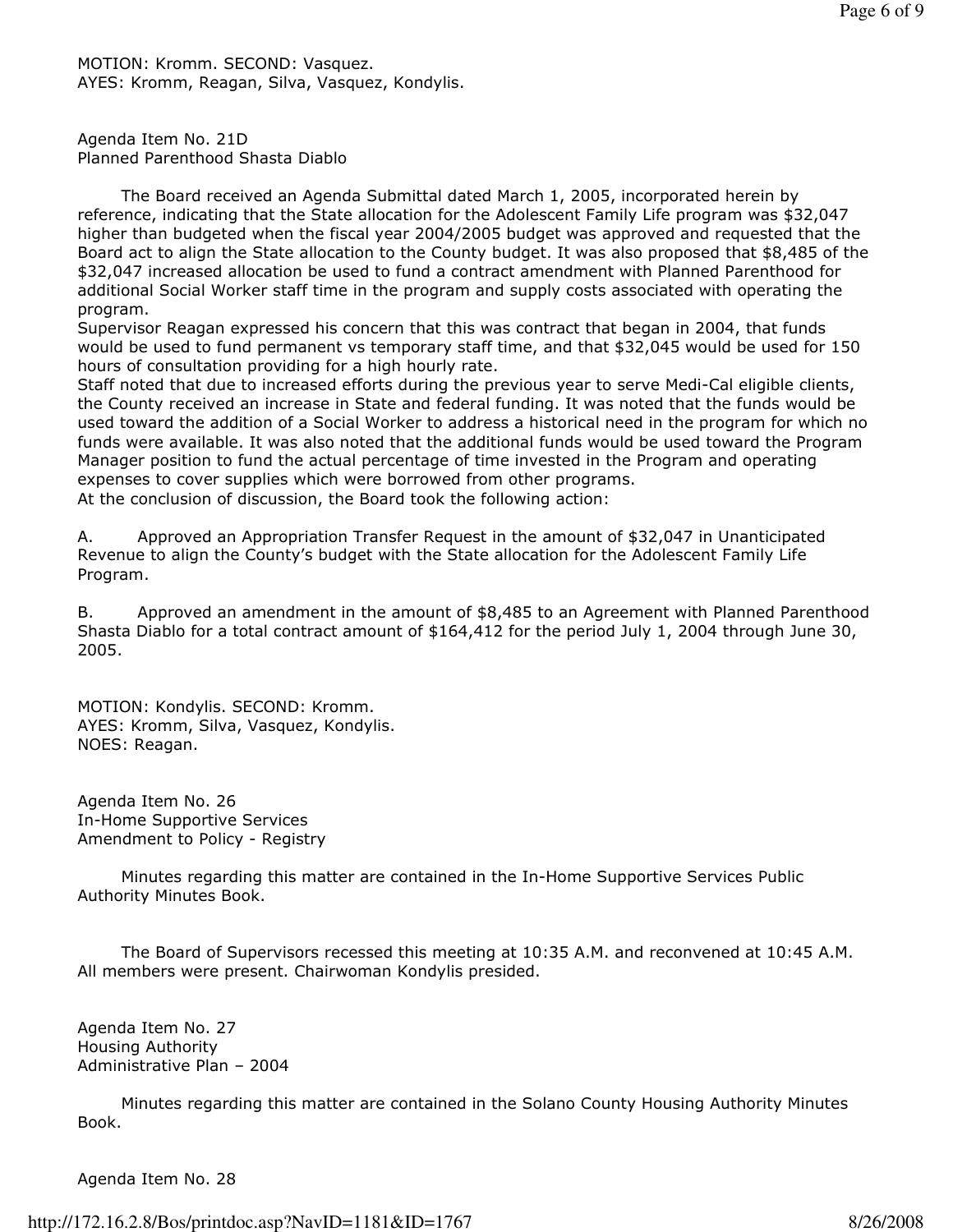MOTION: Kromm. SECOND: Vasquez.
AYES: Kromm, Reagan, Silva, Vasquez, Kondylis.

Agenda Item No. 21D
Planned Parenthood Shasta Diablo

The Board received an Agenda Submittal dated March 1, 2005, incorporated herein by reference, indicating that the State allocation for the Adolescent Family Life program was $32,047 higher than budgeted when the fiscal year 2004/2005 budget was approved and requested that the Board act to align the State allocation to the County budget. It was also proposed that $8,485 of the $32,047 increased allocation be used to fund a contract amendment with Planned Parenthood for additional Social Worker staff time in the program and supply costs associated with operating the program.

Supervisor Reagan expressed his concern that this was contract that began in 2004, that funds would be used to fund permanent vs temporary staff time, and that $32,045 would be used for 150 hours of consultation providing for a high hourly rate.

Staff noted that due to increased efforts during the previous year to serve Medi-Cal eligible clients, the County received an increase in State and federal funding. It was noted that the funds would be used toward the addition of a Social Worker to address a historical need in the program for which no funds were available. It was also noted that the additional funds would be used toward the Program Manager position to fund the actual percentage of time invested in the Program and operating expenses to cover supplies which were borrowed from other programs.

At the conclusion of discussion, the Board took the following action:

A. Approved an Appropriation Transfer Request in the amount of $32,047 in Unanticipated Revenue to align the County's budget with the State allocation for the Adolescent Family Life Program.

B. Approved an amendment in the amount of $8,485 to an Agreement with Planned Parenthood Shasta Diablo for a total contract amount of $164,412 for the period July 1, 2004 through June 30, 2005.

MOTION: Kondylis. SECOND: Kromm.
AYES: Kromm, Silva, Vasquez, Kondylis.
NOES: Reagan.

Agenda Item No. 26
In-Home Supportive Services
Amendment to Policy - Registry

Minutes regarding this matter are contained in the In-Home Supportive Services Public Authority Minutes Book.

The Board of Supervisors recessed this meeting at 10:35 A.M. and reconvened at 10:45 A.M. All members were present. Chairwoman Kondylis presided.

Agenda Item No. 27
Housing Authority
Administrative Plan – 2004

Minutes regarding this matter are contained in the Solano County Housing Authority Minutes Book.

Agenda Item No. 28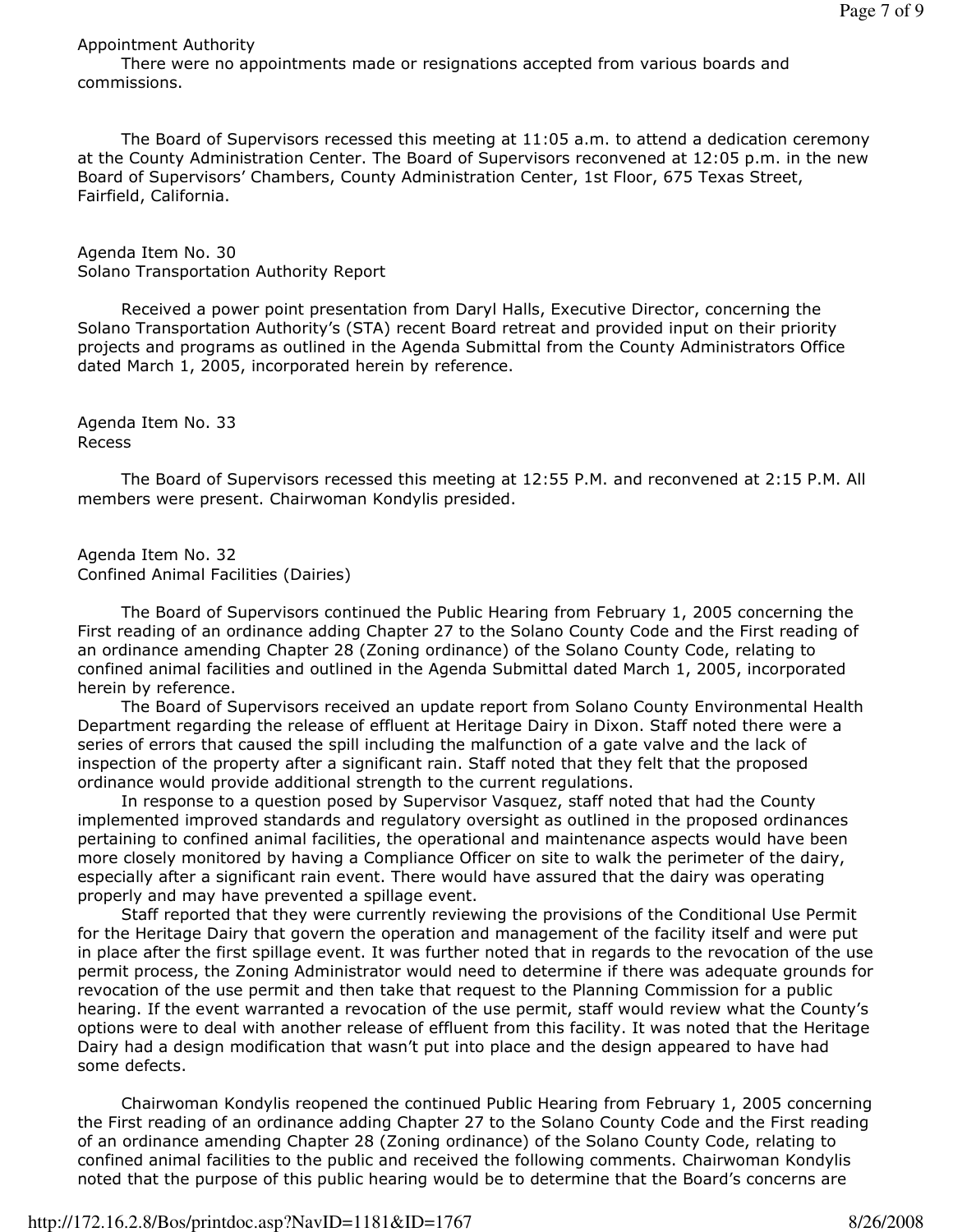Appointment Authority

There were no appointments made or resignations accepted from various boards and commissions.

The Board of Supervisors recessed this meeting at 11:05 a.m. to attend a dedication ceremony at the County Administration Center. The Board of Supervisors reconvened at 12:05 p.m. in the new Board of Supervisors' Chambers, County Administration Center, 1st Floor, 675 Texas Street, Fairfield, California.

Agenda Item No. 30
Solano Transportation Authority Report

Received a power point presentation from Daryl Halls, Executive Director, concerning the Solano Transportation Authority's (STA) recent Board retreat and provided input on their priority projects and programs as outlined in the Agenda Submittal from the County Administrators Office dated March 1, 2005, incorporated herein by reference.

Agenda Item No. 33
Recess

The Board of Supervisors recessed this meeting at 12:55 P.M. and reconvened at 2:15 P.M. All members were present. Chairwoman Kondylis presided.

Agenda Item No. 32
Confined Animal Facilities (Dairies)

The Board of Supervisors continued the Public Hearing from February 1, 2005 concerning the First reading of an ordinance adding Chapter 27 to the Solano County Code and the First reading of an ordinance amending Chapter 28 (Zoning ordinance) of the Solano County Code, relating to confined animal facilities and outlined in the Agenda Submittal dated March 1, 2005, incorporated herein by reference.

The Board of Supervisors received an update report from Solano County Environmental Health Department regarding the release of effluent at Heritage Dairy in Dixon. Staff noted there were a series of errors that caused the spill including the malfunction of a gate valve and the lack of inspection of the property after a significant rain. Staff noted that they felt that the proposed ordinance would provide additional strength to the current regulations.

In response to a question posed by Supervisor Vasquez, staff noted that had the County implemented improved standards and regulatory oversight as outlined in the proposed ordinances pertaining to confined animal facilities, the operational and maintenance aspects would have been more closely monitored by having a Compliance Officer on site to walk the perimeter of the dairy, especially after a significant rain event. There would have assured that the dairy was operating properly and may have prevented a spillage event.

Staff reported that they were currently reviewing the provisions of the Conditional Use Permit for the Heritage Dairy that govern the operation and management of the facility itself and were put in place after the first spillage event. It was further noted that in regards to the revocation of the use permit process, the Zoning Administrator would need to determine if there was adequate grounds for revocation of the use permit and then take that request to the Planning Commission for a public hearing. If the event warranted a revocation of the use permit, staff would review what the County's options were to deal with another release of effluent from this facility. It was noted that the Heritage Dairy had a design modification that wasn't put into place and the design appeared to have had some defects.

Chairwoman Kondylis reopened the continued Public Hearing from February 1, 2005 concerning the First reading of an ordinance adding Chapter 27 to the Solano County Code and the First reading of an ordinance amending Chapter 28 (Zoning ordinance) of the Solano County Code, relating to confined animal facilities to the public and received the following comments. Chairwoman Kondylis noted that the purpose of this public hearing would be to determine that the Board's concerns are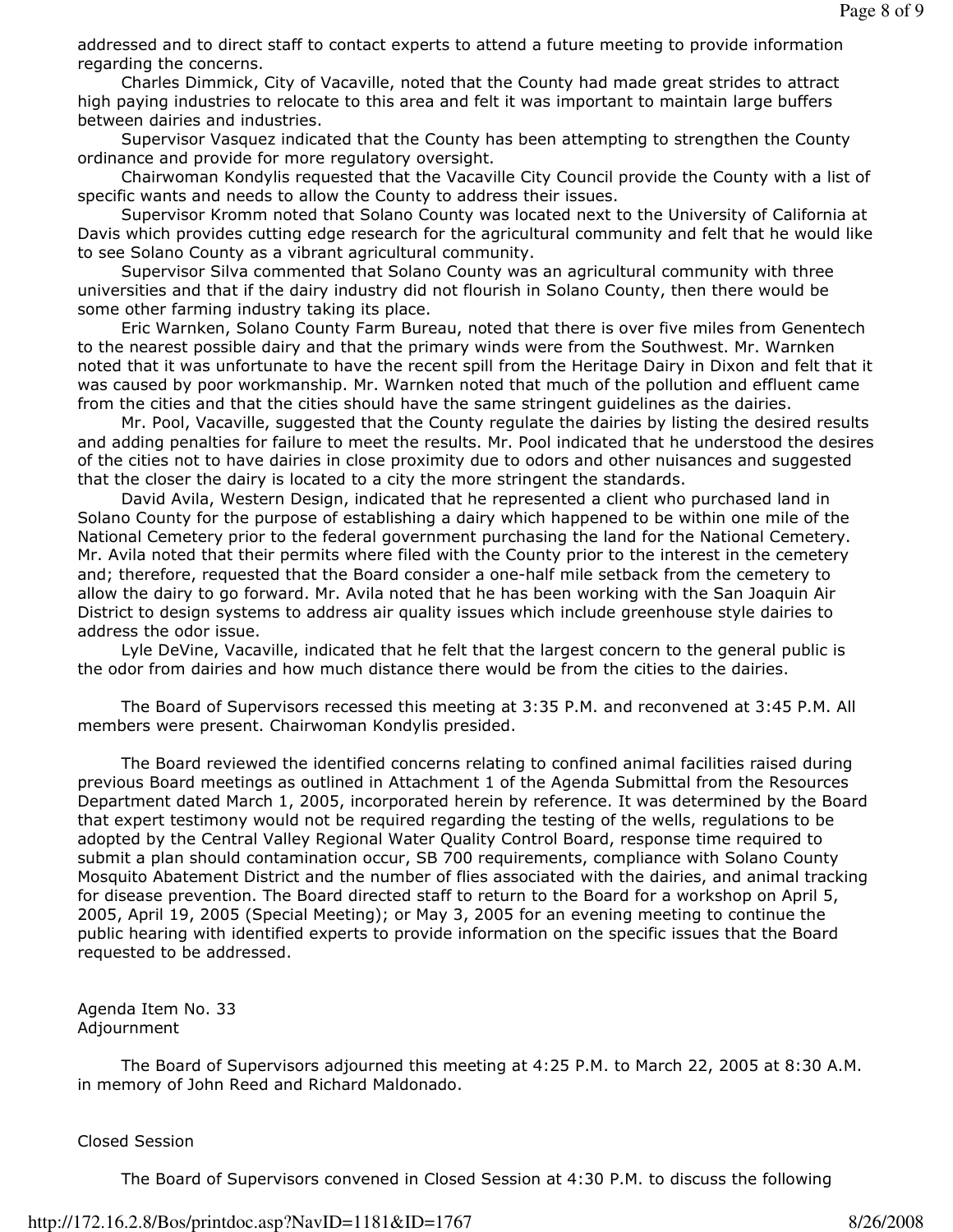addressed and to direct staff to contact experts to attend a future meeting to provide information regarding the concerns.

Charles Dimmick, City of Vacaville, noted that the County had made great strides to attract high paying industries to relocate to this area and felt it was important to maintain large buffers between dairies and industries.

Supervisor Vasquez indicated that the County has been attempting to strengthen the County ordinance and provide for more regulatory oversight.

Chairwoman Kondylis requested that the Vacaville City Council provide the County with a list of specific wants and needs to allow the County to address their issues.

Supervisor Kromm noted that Solano County was located next to the University of California at Davis which provides cutting edge research for the agricultural community and felt that he would like to see Solano County as a vibrant agricultural community.

Supervisor Silva commented that Solano County was an agricultural community with three universities and that if the dairy industry did not flourish in Solano County, then there would be some other farming industry taking its place.

Eric Warnken, Solano County Farm Bureau, noted that there is over five miles from Genentech to the nearest possible dairy and that the primary winds were from the Southwest. Mr. Warnken noted that it was unfortunate to have the recent spill from the Heritage Dairy in Dixon and felt that it was caused by poor workmanship. Mr. Warnken noted that much of the pollution and effluent came from the cities and that the cities should have the same stringent guidelines as the dairies.

Mr. Pool, Vacaville, suggested that the County regulate the dairies by listing the desired results and adding penalties for failure to meet the results. Mr. Pool indicated that he understood the desires of the cities not to have dairies in close proximity due to odors and other nuisances and suggested that the closer the dairy is located to a city the more stringent the standards.

David Avila, Western Design, indicated that he represented a client who purchased land in Solano County for the purpose of establishing a dairy which happened to be within one mile of the National Cemetery prior to the federal government purchasing the land for the National Cemetery. Mr. Avila noted that their permits where filed with the County prior to the interest in the cemetery and; therefore, requested that the Board consider a one-half mile setback from the cemetery to allow the dairy to go forward. Mr. Avila noted that he has been working with the San Joaquin Air District to design systems to address air quality issues which include greenhouse style dairies to address the odor issue.

Lyle DeVine, Vacaville, indicated that he felt that the largest concern to the general public is the odor from dairies and how much distance there would be from the cities to the dairies.

The Board of Supervisors recessed this meeting at 3:35 P.M. and reconvened at 3:45 P.M. All members were present. Chairwoman Kondylis presided.

The Board reviewed the identified concerns relating to confined animal facilities raised during previous Board meetings as outlined in Attachment 1 of the Agenda Submittal from the Resources Department dated March 1, 2005, incorporated herein by reference. It was determined by the Board that expert testimony would not be required regarding the testing of the wells, regulations to be adopted by the Central Valley Regional Water Quality Control Board, response time required to submit a plan should contamination occur, SB 700 requirements, compliance with Solano County Mosquito Abatement District and the number of flies associated with the dairies, and animal tracking for disease prevention. The Board directed staff to return to the Board for a workshop on April 5, 2005, April 19, 2005 (Special Meeting); or May 3, 2005 for an evening meeting to continue the public hearing with identified experts to provide information on the specific issues that the Board requested to be addressed.

Agenda Item No. 33
Adjournment

The Board of Supervisors adjourned this meeting at 4:25 P.M. to March 22, 2005 at 8:30 A.M. in memory of John Reed and Richard Maldonado.

Closed Session

The Board of Supervisors convened in Closed Session at 4:30 P.M. to discuss the following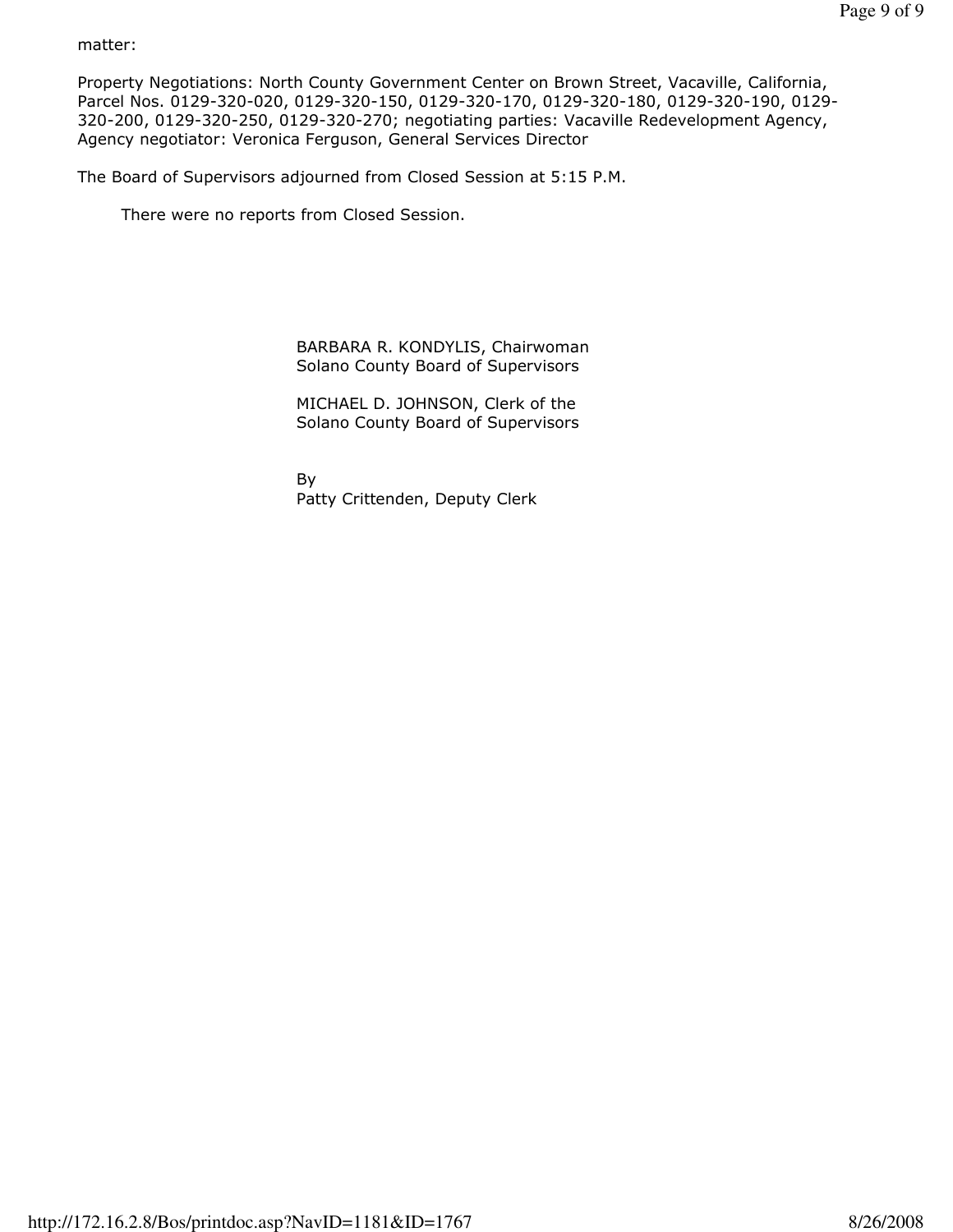matter:

Property Negotiations: North County Government Center on Brown Street, Vacaville, California, Parcel Nos. 0129-320-020, 0129-320-150, 0129-320-170, 0129-320-180, 0129-320-190, 0129-320-200, 0129-320-250, 0129-320-270; negotiating parties: Vacaville Redevelopment Agency, Agency negotiator: Veronica Ferguson, General Services Director

The Board of Supervisors adjourned from Closed Session at 5:15 P.M.

There were no reports from Closed Session.

BARBARA R. KONDYLIS, Chairwoman
Solano County Board of Supervisors

MICHAEL D. JOHNSON, Clerk of the
Solano County Board of Supervisors

By
Patty Crittenden, Deputy Clerk